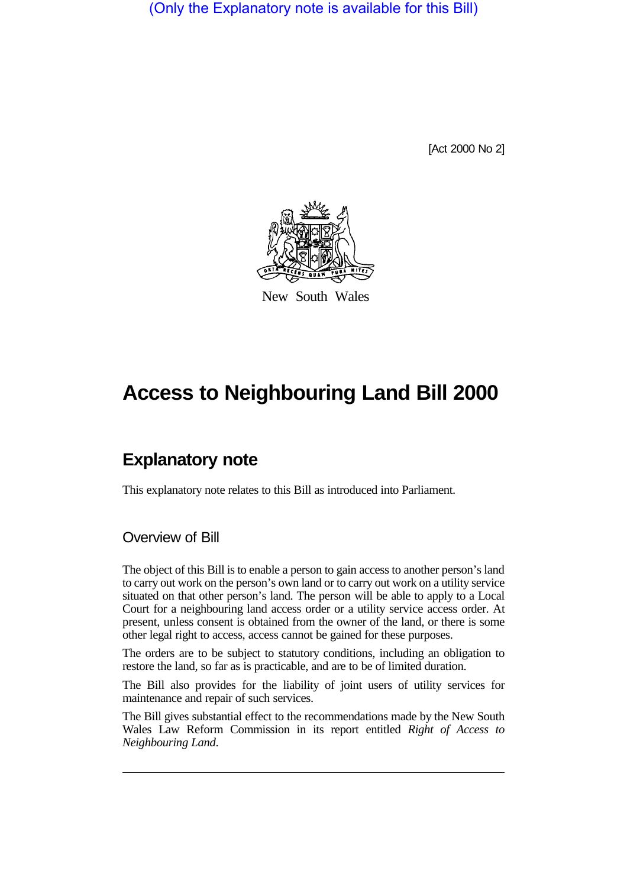(Only the Explanatory note is available for this Bill)

[Act 2000 No 2]

New South Wales

# Access to Neighbouring Land Bill 2000

## Explanatory note

This explanatory note relates to this Bill as introduced into Parliament.

### Overview of Bill

The object of this Bill is to enable a person to gain access to another person's land to carry out work on the person's own land or to carry out work on a utility service situated on that other person's land. The person will be able to apply to a Local Court for a neighbouring land access order or a utility service access order. At present, unless consent is obtained from the owner of the land, or there is some other legal right to access, access cannot be gained for these purposes.

The orders are to be subject to statutory conditions, including an obligation to restore the land, so far as is practicable, and are to be of limited duration.

The Bill also provides for the liability of joint users of utility services for maintenance and repair of such services.

The Bill gives substantial effect to the recommendations made by the New South Wales Law Reform Commission in its report entitled *Right of Access to Neighbouring Land*.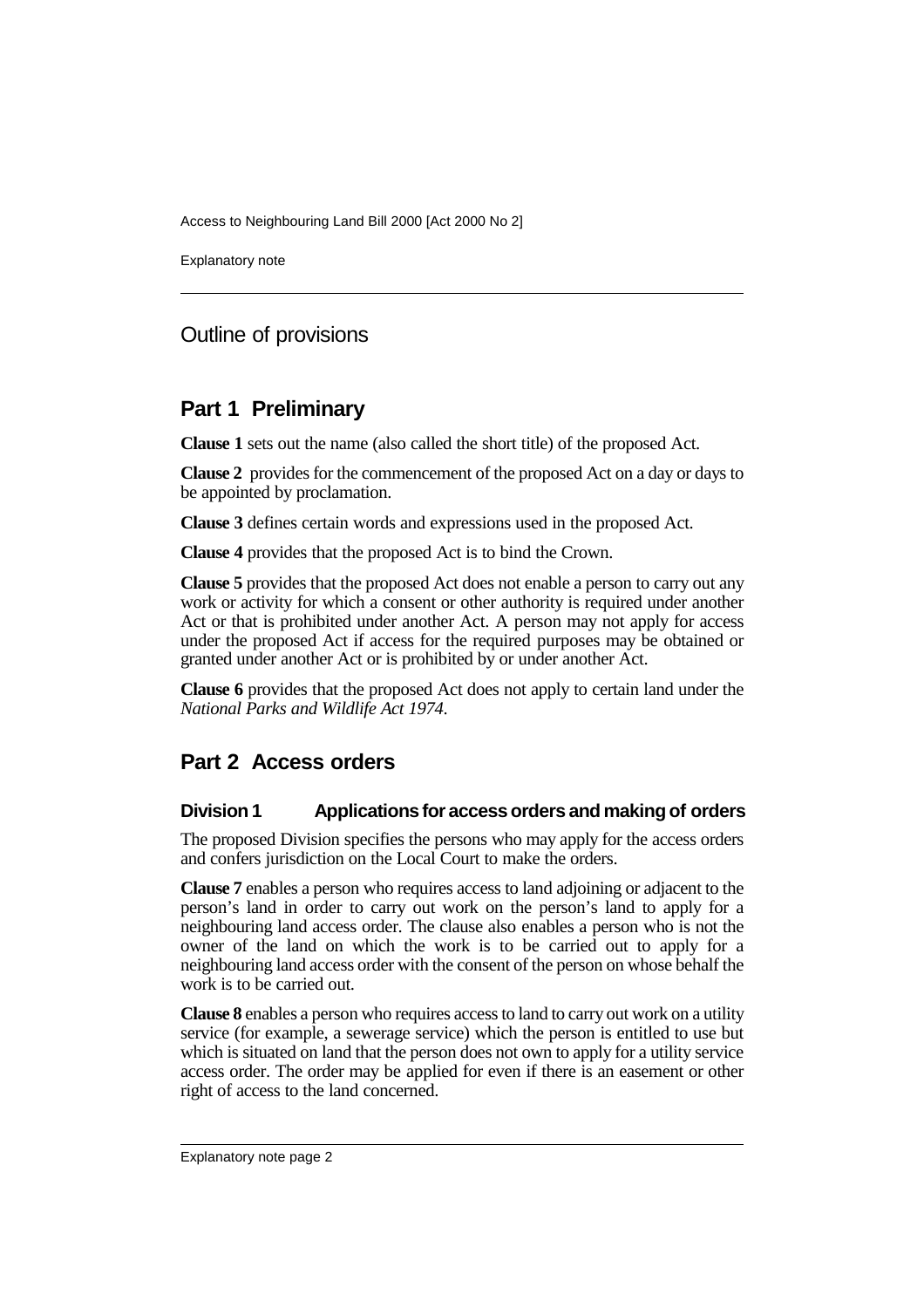## Outline of provisions

## Part 1 Preliminary

**Clause 1** sets out the name (also called the short title) of the proposed Act.

**Clause 2** provides for the commencement of the proposed Act on a day or days to be appointed by proclamation.

**Clause 3** defines certain words and expressions used in the proposed Act.

**Clause 4** provides that the proposed Act is to bind the Crown.

**Clause 5** provides that the proposed Act does not enable a person to carry out any work or activity for which a consent or other authority is required under another Act or that is prohibited under another Act. A person may not apply for access under the proposed Act if access for the required purposes may be obtained or granted under another Act or is prohibited by or under another Act.

**Clause 6** provides that the proposed Act does not apply to certain land under the *National Parks and Wildlife Act 1974*.

## Part 2 Access orders

### Division 1 Applications for access orders and making of orders

The proposed Division specifies the persons who may apply for the access orders and confers jurisdiction on the Local Court to make the orders.

**Clause 7** enables a person who requires access to land adjoining or adjacent to the person's land in order to carry out work on the person's land to apply for a neighbouring land access order. The clause also enables a person who is not the owner of the land on which the work is to be carried out to apply for a neighbouring land access order with the consent of the person on whose behalf the work is to be carried out.

**Clause 8** enables a person who requires access to land to carry out work on a utility service (for example, a sewerage service) which the person is entitled to use but which is situated on land that the person does not own to apply for a utility service access order. The order may be applied for even if there is an easement or other right of access to the land concerned.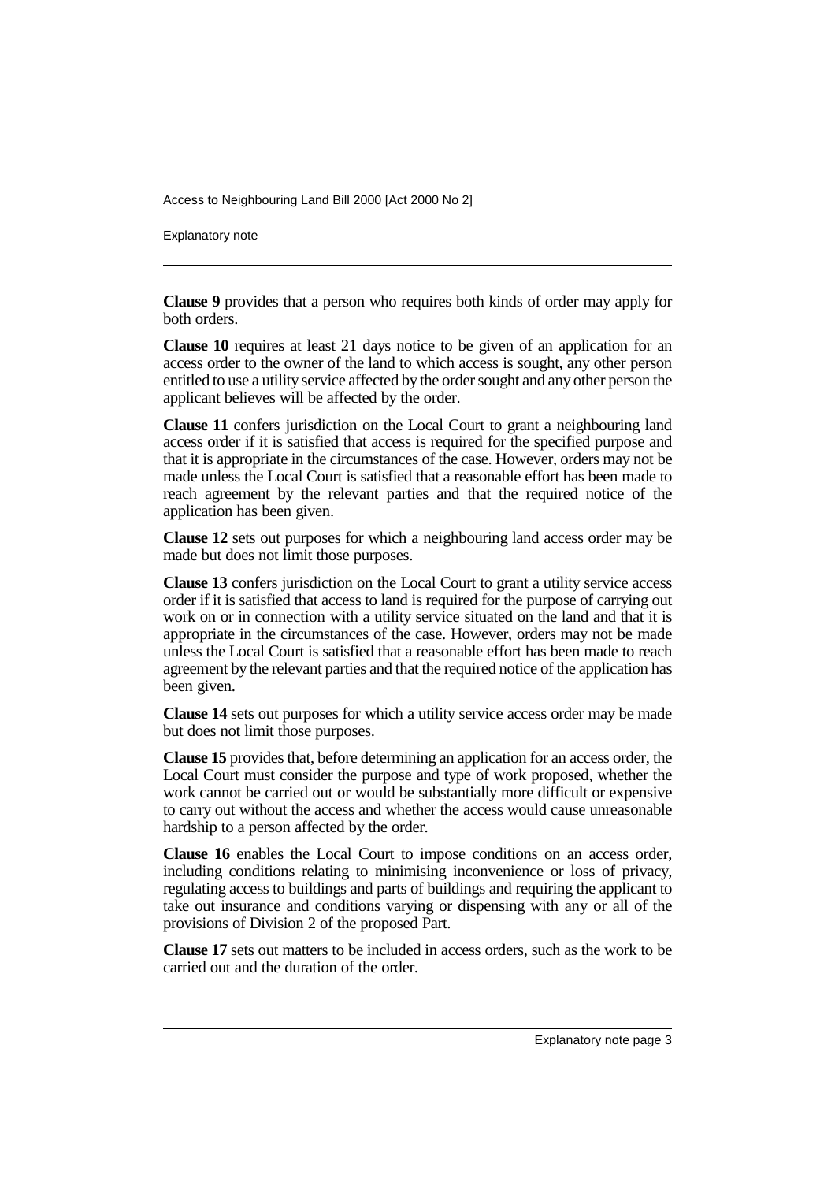**Clause 9** provides that a person who requires both kinds of order may apply for both orders.

**Clause 10** requires at least 21 days notice to be given of an application for an access order to the owner of the land to which access is sought, any other person entitled to use a utility service affected by the order sought and any other person the applicant believes will be affected by the order.

**Clause 11** confers jurisdiction on the Local Court to grant a neighbouring land access order if it is satisfied that access is required for the specified purpose and that it is appropriate in the circumstances of the case. However, orders may not be made unless the Local Court is satisfied that a reasonable effort has been made to reach agreement by the relevant parties and that the required notice of the application has been given.

**Clause 12** sets out purposes for which a neighbouring land access order may be made but does not limit those purposes.

**Clause 13** confers jurisdiction on the Local Court to grant a utility service access order if it is satisfied that access to land is required for the purpose of carrying out work on or in connection with a utility service situated on the land and that it is appropriate in the circumstances of the case. However, orders may not be made unless the Local Court is satisfied that a reasonable effort has been made to reach agreement by the relevant parties and that the required notice of the application has been given.

**Clause 14** sets out purposes for which a utility service access order may be made but does not limit those purposes.

**Clause 15** provides that, before determining an application for an access order, the Local Court must consider the purpose and type of work proposed, whether the work cannot be carried out or would be substantially more difficult or expensive to carry out without the access and whether the access would cause unreasonable hardship to a person affected by the order.

**Clause 16** enables the Local Court to impose conditions on an access order, including conditions relating to minimising inconvenience or loss of privacy, regulating access to buildings and parts of buildings and requiring the applicant to take out insurance and conditions varying or dispensing with any or all of the provisions of Division 2 of the proposed Part.

**Clause 17** sets out matters to be included in access orders, such as the work to be carried out and the duration of the order.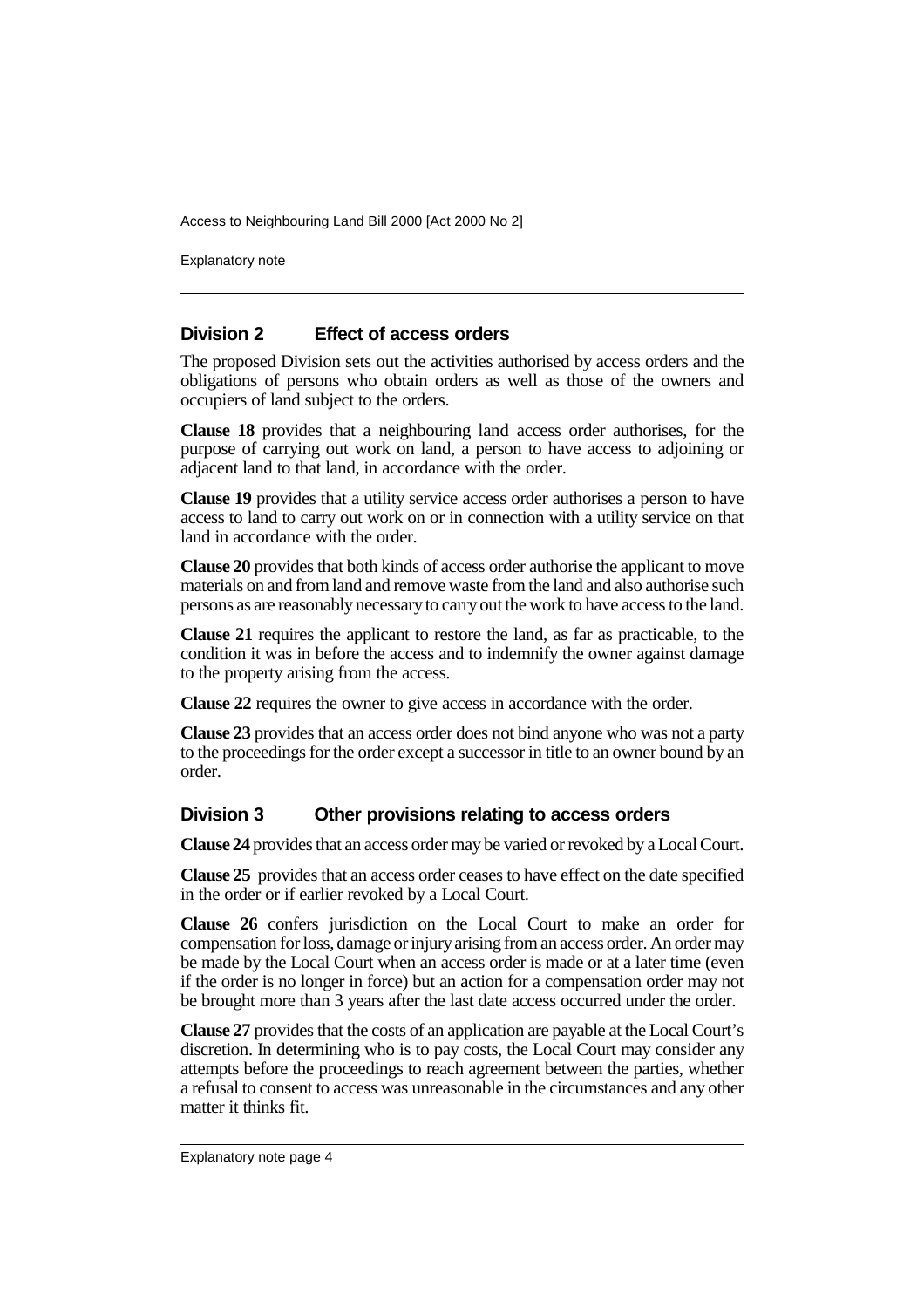## Division 2 Effect of access orders

The proposed Division sets out the activities authorised by access orders and the obligations of persons who obtain orders as well as those of the owners and occupiers of land subject to the orders.

**Clause 18** provides that a neighbouring land access order authorises, for the purpose of carrying out work on land, a person to have access to adjoining or adjacent land to that land, in accordance with the order.

**Clause 19** provides that a utility service access order authorises a person to have access to land to carry out work on or in connection with a utility service on that land in accordance with the order.

**Clause 20** provides that both kinds of access order authorise the applicant to move materials on and from land and remove waste from the land and also authorise such persons as are reasonably necessary to carry out the work to have access to the land.

**Clause 21** requires the applicant to restore the land, as far as practicable, to the condition it was in before the access and to indemnify the owner against damage to the property arising from the access.

**Clause 22** requires the owner to give access in accordance with the order.

**Clause 23** provides that an access order does not bind anyone who was not a party to the proceedings for the order except a successor in title to an owner bound by an order.

## Division 3 Other provisions relating to access orders

**Clause 24** provides that an access order may be varied or revoked by a Local Court.

**Clause 25** provides that an access order ceases to have effect on the date specified in the order or if earlier revoked by a Local Court.

**Clause 26** confers jurisdiction on the Local Court to make an order for compensation for loss, damage or injury arising from an access order. An order may be made by the Local Court when an access order is made or at a later time (even if the order is no longer in force) but an action for a compensation order may not be brought more than 3 years after the last date access occurred under the order.

**Clause 27** provides that the costs of an application are payable at the Local Court's discretion. In determining who is to pay costs, the Local Court may consider any attempts before the proceedings to reach agreement between the parties, whether a refusal to consent to access was unreasonable in the circumstances and any other matter it thinks fit.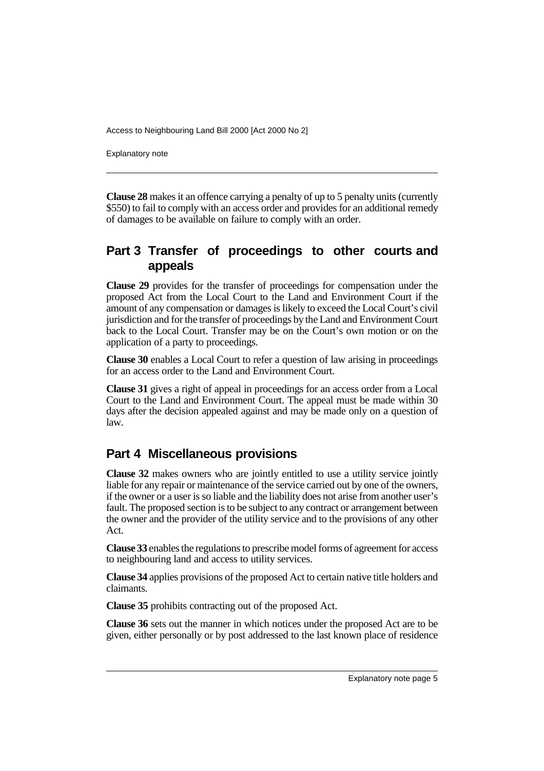**Clause 28** makes it an offence carrying a penalty of up to 5 penalty units (currently $550) to fail to comply with an access order and provides for an additional remedy of damages to be available on failure to comply with an order.

## Part 3 Transfer of proceedings to other courts and appeals

**Clause 29** provides for the transfer of proceedings for compensation under the proposed Act from the Local Court to the Land and Environment Court if the amount of any compensation or damages is likely to exceed the Local Court's civil jurisdiction and for the transfer of proceedings by the Land and Environment Court back to the Local Court. Transfer may be on the Court's own motion or on the application of a party to proceedings.

**Clause 30** enables a Local Court to refer a question of law arising in proceedings for an access order to the Land and Environment Court.

**Clause 31** gives a right of appeal in proceedings for an access order from a Local Court to the Land and Environment Court. The appeal must be made within 30 days after the decision appealed against and may be made only on a question of law.

## Part 4 Miscellaneous provisions

**Clause 32** makes owners who are jointly entitled to use a utility service jointly liable for any repair or maintenance of the service carried out by one of the owners, if the owner or a user is so liable and the liability does not arise from another user's fault. The proposed section is to be subject to any contract or arrangement between the owner and the provider of the utility service and to the provisions of any other Act.

**Clause 33** enables the regulations to prescribe model forms of agreement for access to neighbouring land and access to utility services.

**Clause 34** applies provisions of the proposed Act to certain native title holders and claimants.

**Clause 35** prohibits contracting out of the proposed Act.

**Clause 36** sets out the manner in which notices under the proposed Act are to be given, either personally or by post addressed to the last known place of residence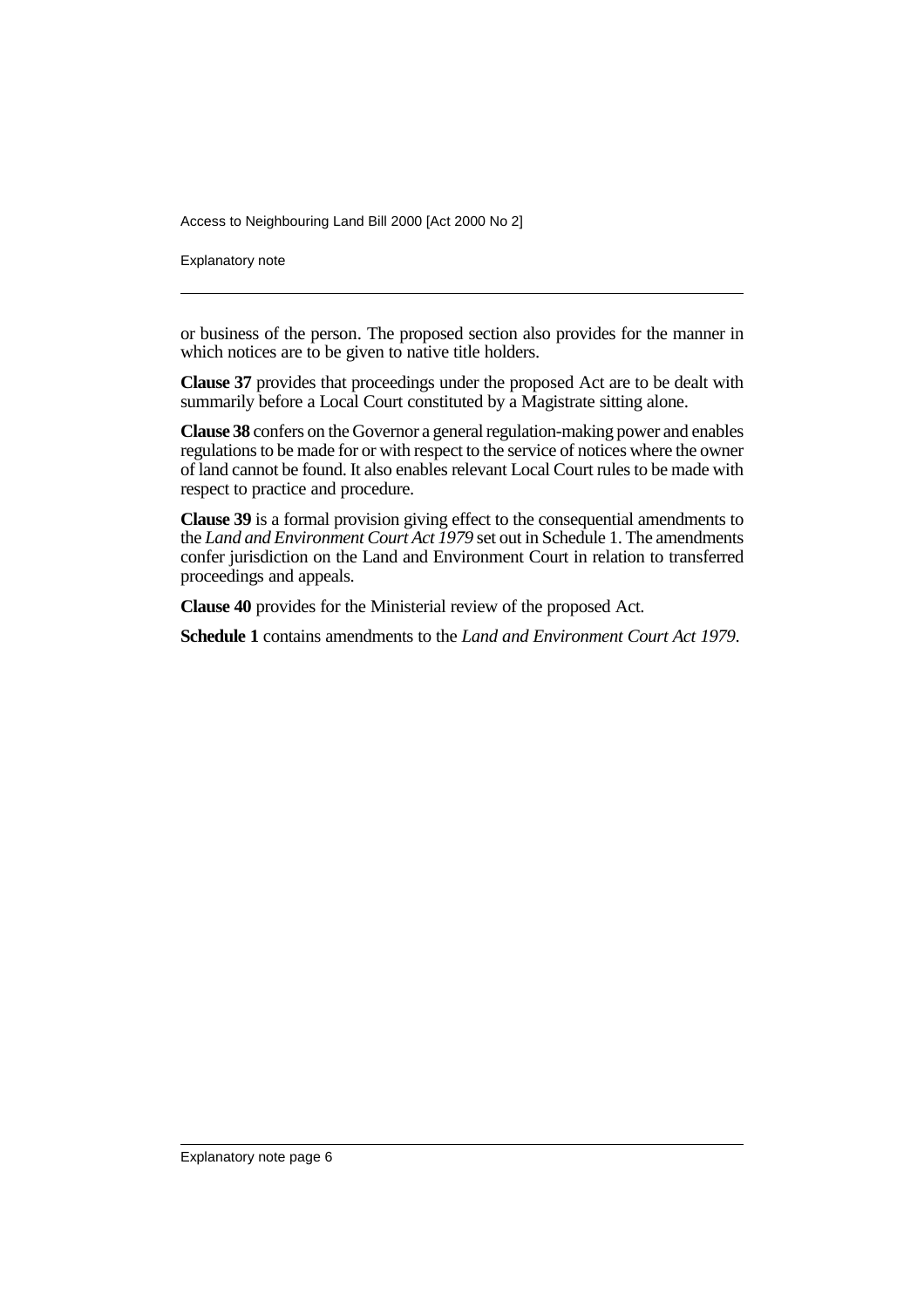or business of the person. The proposed section also provides for the manner in which notices are to be given to native title holders.

**Clause 37** provides that proceedings under the proposed Act are to be dealt with summarily before a Local Court constituted by a Magistrate sitting alone.

**Clause 38** confers on the Governor a general regulation-making power and enables regulations to be made for or with respect to the service of notices where the owner of land cannot be found. It also enables relevant Local Court rules to be made with respect to practice and procedure.

**Clause 39** is a formal provision giving effect to the consequential amendments to the *Land and Environment Court Act 1979* set out in Schedule 1. The amendments confer jurisdiction on the Land and Environment Court in relation to transferred proceedings and appeals.

**Clause 40** provides for the Ministerial review of the proposed Act.

**Schedule 1** contains amendments to the *Land and Environment Court Act 1979*.